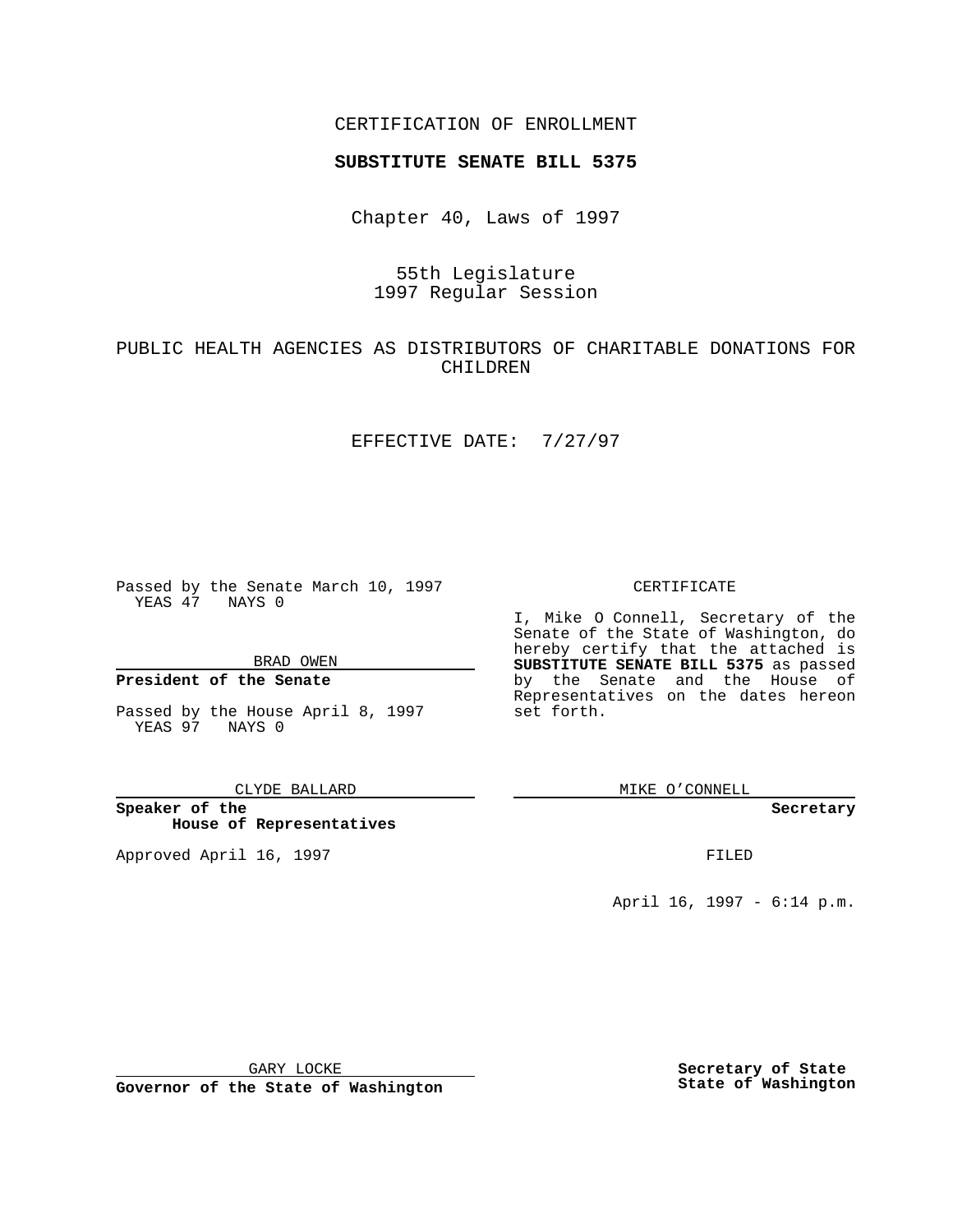CERTIFICATION OF ENROLLMENT

**SUBSTITUTE SENATE BILL 5375**

Chapter 40, Laws of 1997

55th Legislature
1997 Regular Session

PUBLIC HEALTH AGENCIES AS DISTRIBUTORS OF CHARITABLE DONATIONS FOR CHILDREN

EFFECTIVE DATE: 7/27/97

Passed by the Senate March 10, 1997
YEAS 47 NAYS 0

BRAD OWEN

**President of the Senate**

Passed by the House April 8, 1997
YEAS 97 NAYS 0

CLYDE BALLARD

**Speaker of the House of Representatives**

Approved April 16, 1997

GARY LOCKE

**Governor of the State of Washington**

CERTIFICATE

I, Mike O Connell, Secretary of the Senate of the State of Washington, do hereby certify that the attached is **SUBSTITUTE SENATE BILL 5375** as passed by the Senate and the House of Representatives on the dates hereon set forth.

MIKE O'CONNELL

**Secretary**

FILED

April 16, 1997 - 6:14 p.m.

**Secretary of State State of Washington**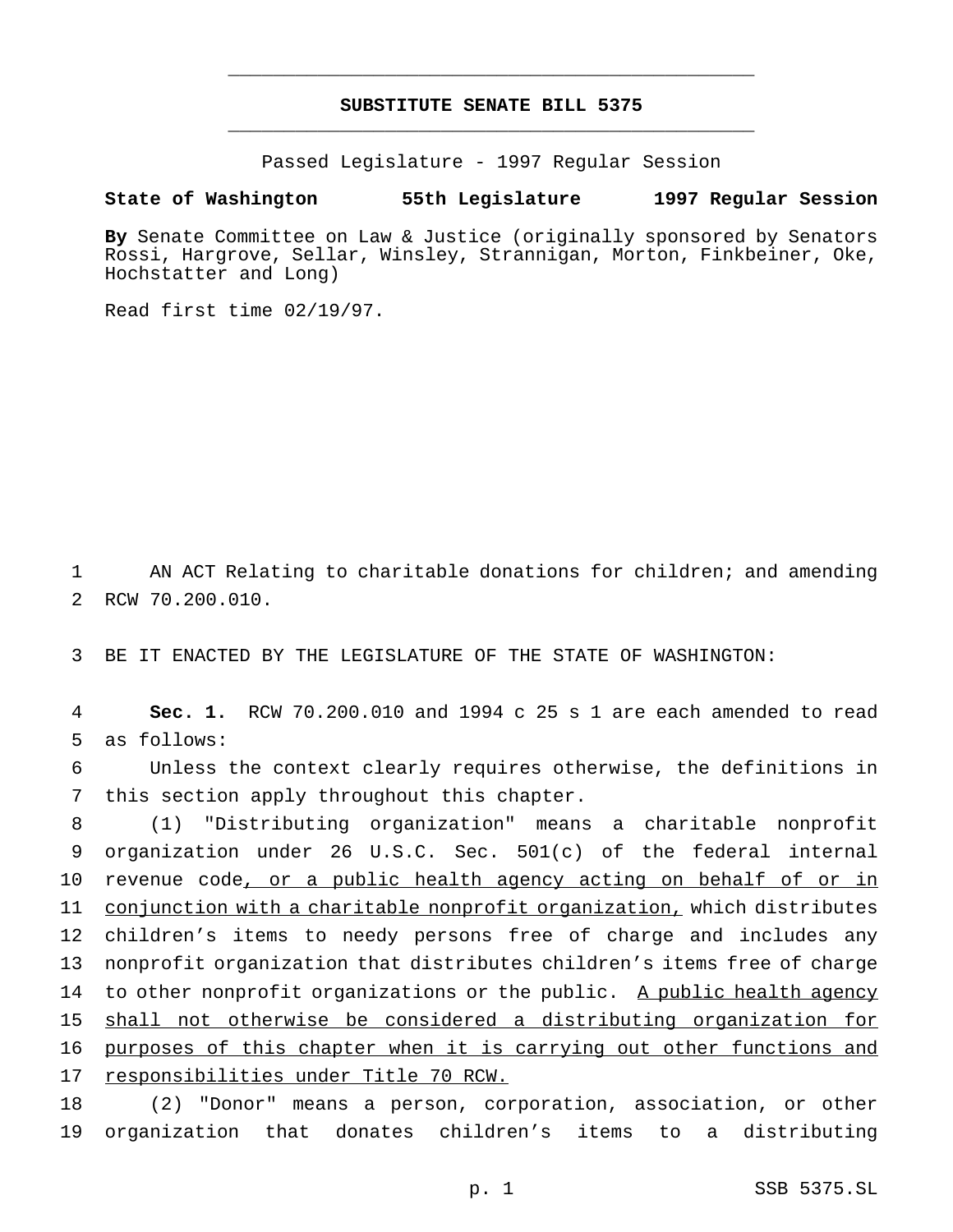# SUBSTITUTE SENATE BILL 5375

Passed Legislature - 1997 Regular Session

**State of Washington 55th Legislature 1997 Regular Session**

**By** Senate Committee on Law & Justice (originally sponsored by Senators Rossi, Hargrove, Sellar, Winsley, Strannigan, Morton, Finkbeiner, Oke, Hochstatter and Long)

Read first time 02/19/97.

AN ACT Relating to charitable donations for children; and amending RCW 70.200.010.

BE IT ENACTED BY THE LEGISLATURE OF THE STATE OF WASHINGTON:

**Sec. 1.** RCW 70.200.010 and 1994 c 25 s 1 are each amended to read as follows:

Unless the context clearly requires otherwise, the definitions in this section apply throughout this chapter.

(1) "Distributing organization" means a charitable nonprofit organization under 26 U.S.C. Sec. 501(c) of the federal internal revenue code, or a public health agency acting on behalf of or in conjunction with a charitable nonprofit organization, which distributes children's items to needy persons free of charge and includes any nonprofit organization that distributes children's items free of charge to other nonprofit organizations or the public. A public health agency shall not otherwise be considered a distributing organization for purposes of this chapter when it is carrying out other functions and responsibilities under Title 70 RCW.

(2) "Donor" means a person, corporation, association, or other organization that donates children's items to a distributing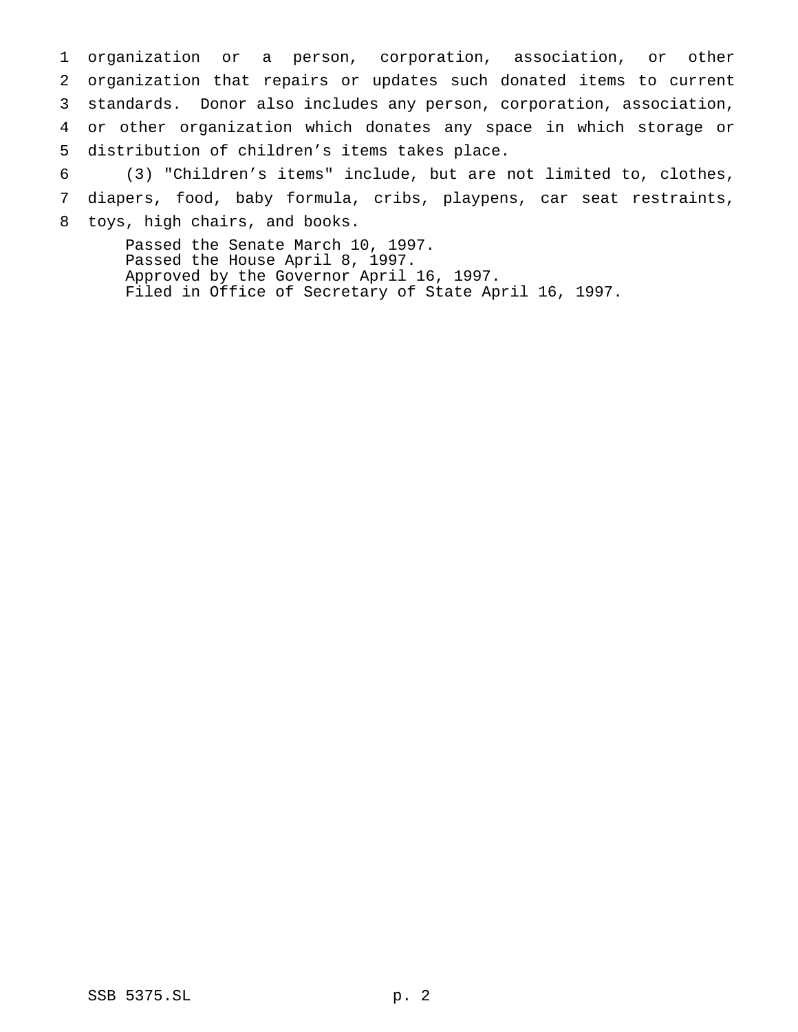organization or a person, corporation, association, or other organization that repairs or updates such donated items to current standards. Donor also includes any person, corporation, association, or other organization which donates any space in which storage or distribution of children's items takes place.

(3) "Children's items" include, but are not limited to, clothes, diapers, food, baby formula, cribs, playpens, car seat restraints, toys, high chairs, and books.

Passed the Senate March 10, 1997.
Passed the House April 8, 1997.
Approved by the Governor April 16, 1997.
Filed in Office of Secretary of State April 16, 1997.